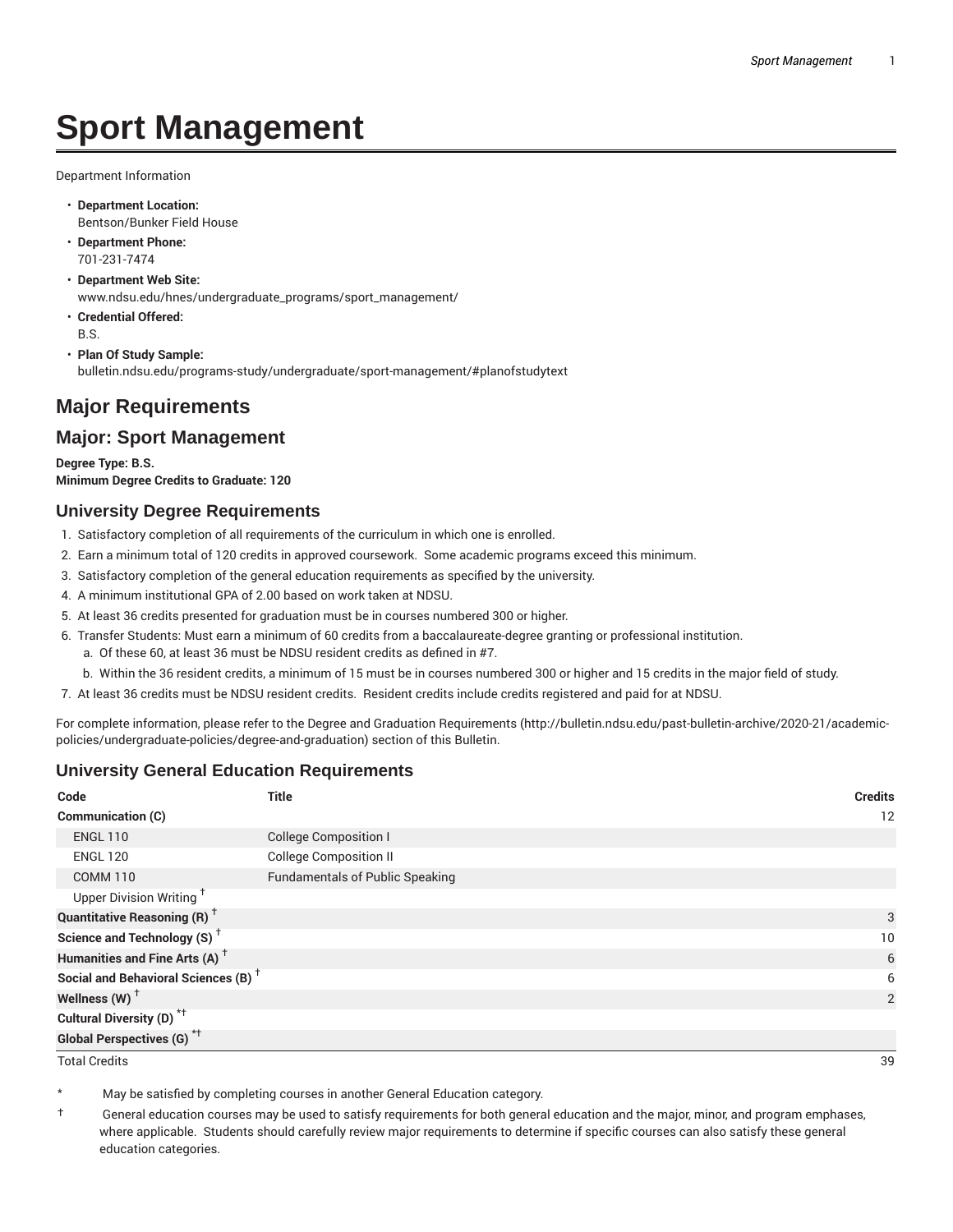# Sport Management

Department Information

- **Department Location:**
  Bentson/Bunker Field House
- **Department Phone:**
  701-231-7474
- **Department Web Site:**
  www.ndsu.edu/hnes/undergraduate_programs/sport_management/
- **Credential Offered:**
  B.S.
- **Plan Of Study Sample:**
  bulletin.ndsu.edu/programs-study/undergraduate/sport-management/#planofstudytext

## Major Requirements

## Major: Sport Management

**Degree Type: B.S.**
**Minimum Degree Credits to Graduate: 120**

### University Degree Requirements

1. Satisfactory completion of all requirements of the curriculum in which one is enrolled.
2. Earn a minimum total of 120 credits in approved coursework. Some academic programs exceed this minimum.
3. Satisfactory completion of the general education requirements as specified by the university.
4. A minimum institutional GPA of 2.00 based on work taken at NDSU.
5. At least 36 credits presented for graduation must be in courses numbered 300 or higher.
6. Transfer Students: Must earn a minimum of 60 credits from a baccalaureate-degree granting or professional institution.
   a. Of these 60, at least 36 must be NDSU resident credits as defined in #7.
   b. Within the 36 resident credits, a minimum of 15 must be in courses numbered 300 or higher and 15 credits in the major field of study.
7. At least 36 credits must be NDSU resident credits. Resident credits include credits registered and paid for at NDSU.

For complete information, please refer to the Degree and Graduation Requirements (http://bulletin.ndsu.edu/past-bulletin-archive/2020-21/academic-policies/undergraduate-policies/degree-and-graduation) section of this Bulletin.

### University General Education Requirements

| Code | Title | Credits |
|---|---|---|
| **Communication (C)** | | 12 |
| ENGL 110 | College Composition I | |
| ENGL 120 | College Composition II | |
| COMM 110 | Fundamentals of Public Speaking | |
| Upper Division Writing † | | |
| **Quantitative Reasoning (R) †** | | 3 |
| **Science and Technology (S) †** | | 10 |
| **Humanities and Fine Arts (A) †** | | 6 |
| **Social and Behavioral Sciences (B) †** | | 6 |
| **Wellness (W) †** | | 2 |
| **Cultural Diversity (D) *†** | | |
| **Global Perspectives (G) *†** | | |
| Total Credits | | 39 |

\* May be satisfied by completing courses in another General Education category.

† General education courses may be used to satisfy requirements for both general education and the major, minor, and program emphases, where applicable. Students should carefully review major requirements to determine if specific courses can also satisfy these general education categories.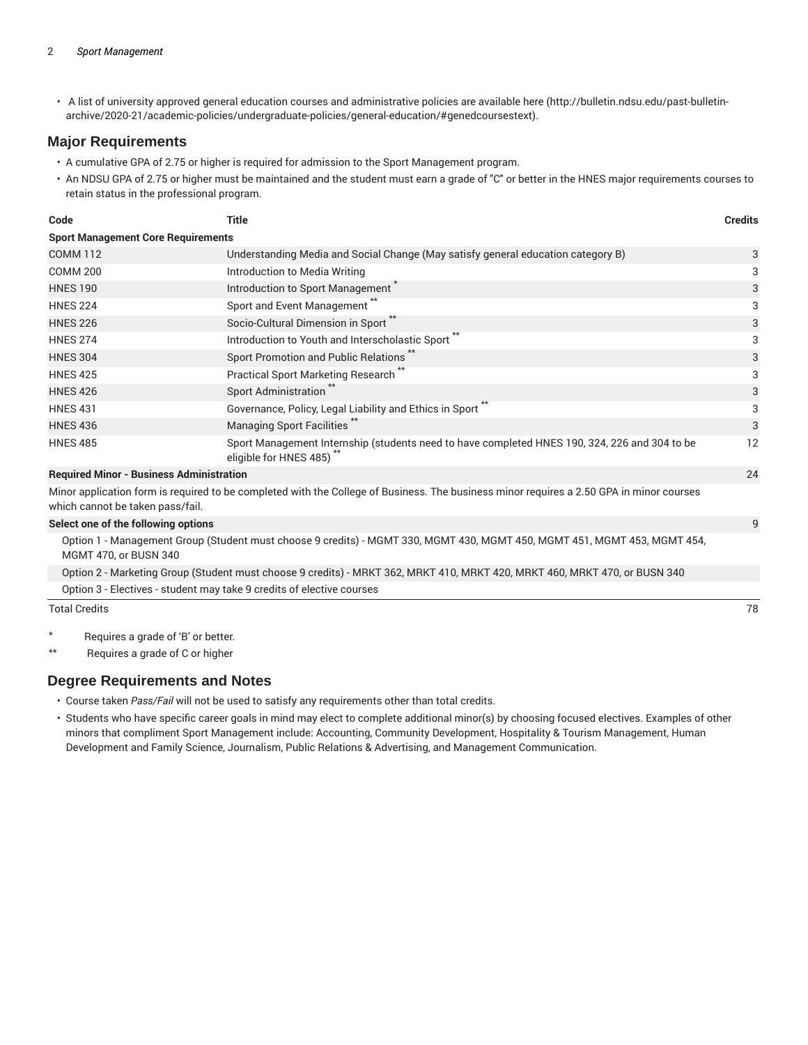- A list of university approved general education courses and administrative policies are available here (http://bulletin.ndsu.edu/past-bulletin-archive/2020-21/academic-policies/undergraduate-policies/general-education/#genedcoursestext).

## Major Requirements

- A cumulative GPA of 2.75 or higher is required for admission to the Sport Management program.
- An NDSU GPA of 2.75 or higher must be maintained and the student must earn a grade of "C" or better in the HNES major requirements courses to retain status in the professional program.

| Code | Title | Credits |
|---|---|---|
| **Sport Management Core Requirements** | | |
| COMM 112 | Understanding Media and Social Change (May satisfy general education category B) | 3 |
| COMM 200 | Introduction to Media Writing | 3 |
| HNES 190 | Introduction to Sport Management * | 3 |
| HNES 224 | Sport and Event Management ** | 3 |
| HNES 226 | Socio-Cultural Dimension in Sport ** | 3 |
| HNES 274 | Introduction to Youth and Interscholastic Sport ** | 3 |
| HNES 304 | Sport Promotion and Public Relations ** | 3 |
| HNES 425 | Practical Sport Marketing Research ** | 3 |
| HNES 426 | Sport Administration ** | 3 |
| HNES 431 | Governance, Policy, Legal Liability and Ethics in Sport ** | 3 |
| HNES 436 | Managing Sport Facilities ** | 3 |
| HNES 485 | Sport Management Internship (students need to have completed HNES 190, 324, 226 and 304 to be eligible for HNES 485) ** | 12 |
| **Required Minor - Business Administration** | | 24 |
| Minor application form is required to be completed with the College of Business. The business minor requires a 2.50 GPA in minor courses which cannot be taken pass/fail. | | |
| **Select one of the following options** | | 9 |
| Option 1 - Management Group (Student must choose 9 credits) - MGMT 330, MGMT 430, MGMT 450, MGMT 451, MGMT 453, MGMT 454, MGMT 470, or BUSN 340 | | |
| Option 2 - Marketing Group (Student must choose 9 credits) - MRKT 362, MRKT 410, MRKT 420, MRKT 460, MRKT 470, or BUSN 340 | | |
| Option 3 - Electives - student may take 9 credits of elective courses | | |
| Total Credits | | 78 |

\* Requires a grade of 'B' or better.

\*\* Requires a grade of C or higher

## Degree Requirements and Notes

- Course taken *Pass/Fail* will not be used to satisfy any requirements other than total credits.
- Students who have specific career goals in mind may elect to complete additional minor(s) by choosing focused electives. Examples of other minors that compliment Sport Management include: Accounting, Community Development, Hospitality & Tourism Management, Human Development and Family Science, Journalism, Public Relations & Advertising, and Management Communication.